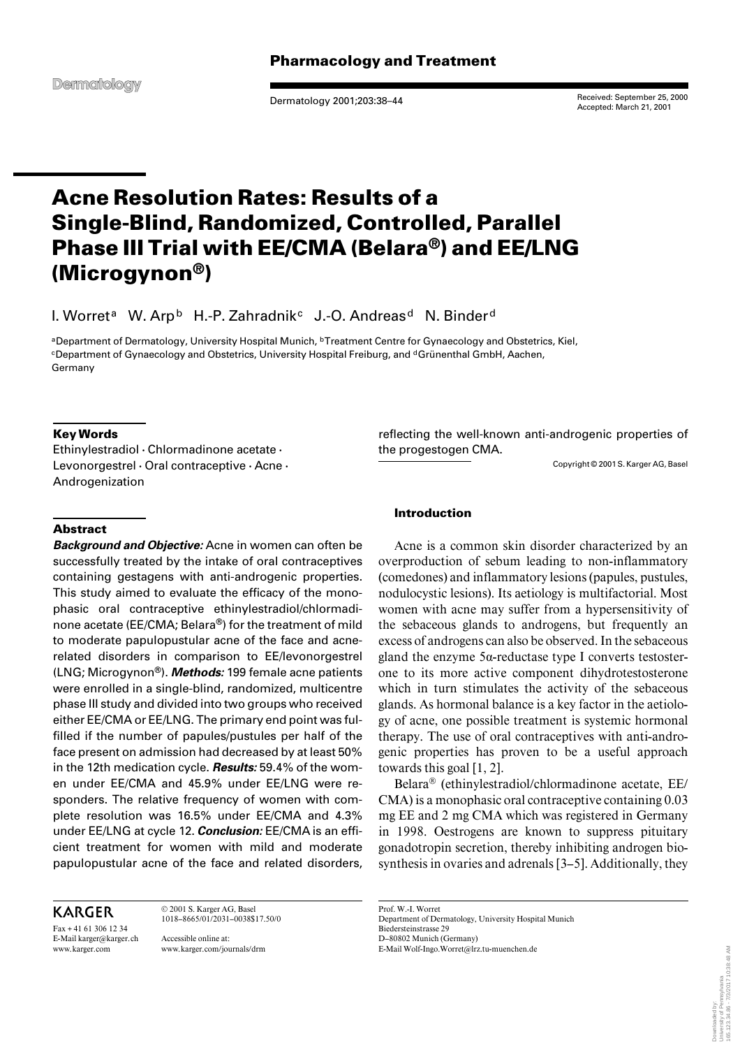Pharmacology and Treatment

Received: September 25, 2000
Accepted: March 21, 2001

# Acne Resolution Rates: Results of a Single-Blind, Randomized, Controlled, Parallel Phase III Trial with EE/CMA (Belara®) and EE/LNG (Microgynon®)

I. Worret[a] W. Arp[b] H.-P. Zahradnik[c] J.-O. Andreas[d] N. Binder[d]

[a]Department of Dermatology, University Hospital Munich, [b]Treatment Centre for Gynaecology and Obstetrics, Kiel, [c]Department of Gynaecology and Obstetrics, University Hospital Freiburg, and [d]Grünenthal GmbH, Aachen, Germany

### Key Words

Ethinylestradiol · Chlormadinone acetate · Levonorgestrel · Oral contraceptive · Acne · Androgenization

### Abstract

***Background and Objective:*** Acne in women can often be successfully treated by the intake of oral contraceptives containing gestagens with anti-androgenic properties. This study aimed to evaluate the efficacy of the monophasic oral contraceptive ethinylestradiol/chlormadinone acetate (EE/CMA; Belara®) for the treatment of mild to moderate papulopustular acne of the face and acne-related disorders in comparison to EE/levonorgestrel (LNG; Microgynon®). ***Methods:*** 199 female acne patients were enrolled in a single-blind, randomized, multicentre phase III study and divided into two groups who received either EE/CMA or EE/LNG. The primary end point was fulfilled if the number of papules/pustules per half of the face present on admission had decreased by at least 50% in the 12th medication cycle. ***Results:*** 59.4% of the women under EE/CMA and 45.9% under EE/LNG were responders. The relative frequency of women with complete resolution was 16.5% under EE/CMA and 4.3% under EE/LNG at cycle 12. ***Conclusion:*** EE/CMA is an efficient treatment for women with mild and moderate papulopustular acne of the face and related disorders, reflecting the well-known anti-androgenic properties of the progestogen CMA.

Copyright © 2001 S. Karger AG, Basel

### Introduction

Acne is a common skin disorder characterized by an overproduction of sebum leading to non-inflammatory (comedones) and inflammatory lesions (papules, pustules, nodulocystic lesions). Its aetiology is multifactorial. Most women with acne may suffer from a hypersensitivity of the sebaceous glands to androgens, but frequently an excess of androgens can also be observed. In the sebaceous gland the enzyme 5α-reductase type I converts testosterone to its more active component dihydrotestosterone which in turn stimulates the activity of the sebaceous glands. As hormonal balance is a key factor in the aetiology of acne, one possible treatment is systemic hormonal therapy. The use of oral contraceptives with anti-androgenic properties has proven to be a useful approach towards this goal [1, 2].

Belara® (ethinylestradiol/chlormadinone acetate, EE/CMA) is a monophasic oral contraceptive containing 0.03 mg EE and 2 mg CMA which was registered in Germany in 1998. Oestrogens are known to suppress pituitary gonadotropin secretion, thereby inhibiting androgen biosynthesis in ovaries and adrenals [3–5]. Additionally, they

KARGER
Fax + 41 61 306 12 34
E-Mail karger@karger.ch
www.karger.com

© 2001 S. Karger AG, Basel
1018–8665/01/2031–0038$17.50/0

Accessible online at:
www.karger.com/journals/drm

Prof. W.-I. Worret
Department of Dermatology, University Hospital Munich
Biedersteinstrasse 29
D–80802 Munich (Germany)
E-Mail Wolf-Ingo.Worret@lrz.tu-muenchen.de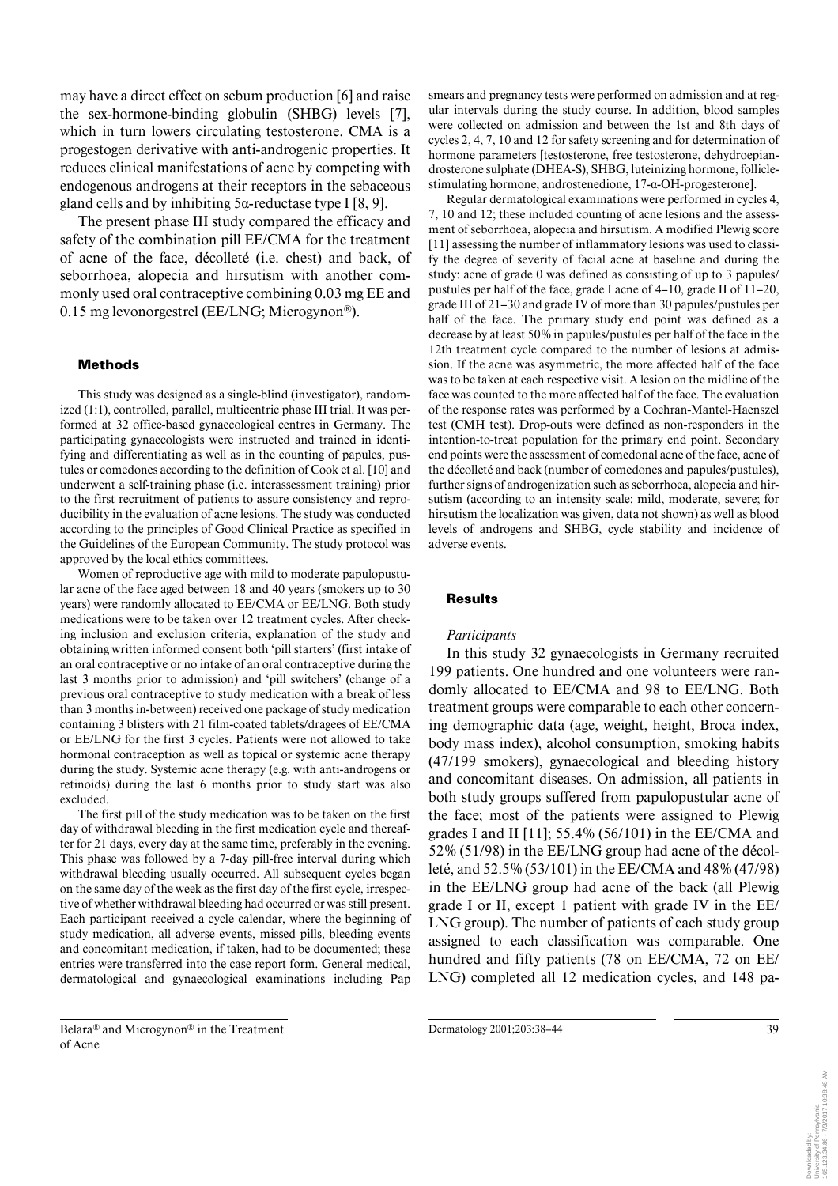may have a direct effect on sebum production [6] and raise the sex-hormone-binding globulin (SHBG) levels [7], which in turn lowers circulating testosterone. CMA is a progestogen derivative with anti-androgenic properties. It reduces clinical manifestations of acne by competing with endogenous androgens at their receptors in the sebaceous gland cells and by inhibiting 5α-reductase type I [8, 9].

The present phase III study compared the efficacy and safety of the combination pill EE/CMA for the treatment of acne of the face, décolleté (i.e. chest) and back, of seborrhoea, alopecia and hirsutism with another commonly used oral contraceptive combining 0.03 mg EE and 0.15 mg levonorgestrel (EE/LNG; Microgynon®).

## Methods

This study was designed as a single-blind (investigator), randomized (1:1), controlled, parallel, multicentric phase III trial. It was performed at 32 office-based gynaecological centres in Germany. The participating gynaecologists were instructed and trained in identifying and differentiating as well as in the counting of papules, pustules or comedones according to the definition of Cook et al. [10] and underwent a self-training phase (i.e. interassessment training) prior to the first recruitment of patients to assure consistency and reproducibility in the evaluation of acne lesions. The study was conducted according to the principles of Good Clinical Practice as specified in the Guidelines of the European Community. The study protocol was approved by the local ethics committees.

Women of reproductive age with mild to moderate papulopustular acne of the face aged between 18 and 40 years (smokers up to 30 years) were randomly allocated to EE/CMA or EE/LNG. Both study medications were to be taken over 12 treatment cycles. After checking inclusion and exclusion criteria, explanation of the study and obtaining written informed consent both 'pill starters' (first intake of an oral contraceptive or no intake of an oral contraceptive during the last 3 months prior to admission) and 'pill switchers' (change of a previous oral contraceptive to study medication with a break of less than 3 months in-between) received one package of study medication containing 3 blisters with 21 film-coated tablets/dragees of EE/CMA or EE/LNG for the first 3 cycles. Patients were not allowed to take hormonal contraception as well as topical or systemic acne therapy during the study. Systemic acne therapy (e.g. with anti-androgens or retinoids) during the last 6 months prior to study start was also excluded.

The first pill of the study medication was to be taken on the first day of withdrawal bleeding in the first medication cycle and thereafter for 21 days, every day at the same time, preferably in the evening. This phase was followed by a 7-day pill-free interval during which withdrawal bleeding usually occurred. All subsequent cycles began on the same day of the week as the first day of the first cycle, irrespective of whether withdrawal bleeding had occurred or was still present. Each participant received a cycle calendar, where the beginning of study medication, all adverse events, missed pills, bleeding events and concomitant medication, if taken, had to be documented; these entries were transferred into the case report form. General medical, dermatological and gynaecological examinations including Pap smears and pregnancy tests were performed on admission and at regular intervals during the study course. In addition, blood samples were collected on admission and between the 1st and 8th days of cycles 2, 4, 7, 10 and 12 for safety screening and for determination of hormone parameters [testosterone, free testosterone, dehydroepiandrosterone sulphate (DHEA-S), SHBG, luteinizing hormone, follicle-stimulating hormone, androstenedione, 17-α-OH-progesterone].

Regular dermatological examinations were performed in cycles 4, 7, 10 and 12; these included counting of acne lesions and the assessment of seborrhoea, alopecia and hirsutism. A modified Plewig score [11] assessing the number of inflammatory lesions was used to classify the degree of severity of facial acne at baseline and during the study: acne of grade 0 was defined as consisting of up to 3 papules/pustules per half of the face, grade I acne of 4–10, grade II of 11–20, grade III of 21–30 and grade IV of more than 30 papules/pustules per half of the face. The primary study end point was defined as a decrease by at least 50% in papules/pustules per half of the face in the 12th treatment cycle compared to the number of lesions at admission. If the acne was asymmetric, the more affected half of the face was to be taken at each respective visit. A lesion on the midline of the face was counted to the more affected half of the face. The evaluation of the response rates was performed by a Cochran-Mantel-Haenszel test (CMH test). Drop-outs were defined as non-responders in the intention-to-treat population for the primary end point. Secondary end points were the assessment of comedonal acne of the face, acne of the décolleté and back (number of comedones and papules/pustules), further signs of androgenization such as seborrhoea, alopecia and hirsutism (according to an intensity scale: mild, moderate, severe; for hirsutism the localization was given, data not shown) as well as blood levels of androgens and SHBG, cycle stability and incidence of adverse events.

## Results

### *Participants*

In this study 32 gynaecologists in Germany recruited 199 patients. One hundred and one volunteers were randomly allocated to EE/CMA and 98 to EE/LNG. Both treatment groups were comparable to each other concerning demographic data (age, weight, height, Broca index, body mass index), alcohol consumption, smoking habits (47/199 smokers), gynaecological and bleeding history and concomitant diseases. On admission, all patients in both study groups suffered from papulopustular acne of the face; most of the patients were assigned to Plewig grades I and II [11]; 55.4% (56/101) in the EE/CMA and 52% (51/98) in the EE/LNG group had acne of the décolleté, and 52.5% (53/101) in the EE/CMA and 48% (47/98) in the EE/LNG group had acne of the back (all Plewig grade I or II, except 1 patient with grade IV in the EE/LNG group). The number of patients of each study group assigned to each classification was comparable. One hundred and fifty patients (78 on EE/CMA, 72 on EE/LNG) completed all 12 medication cycles, and 148 pa-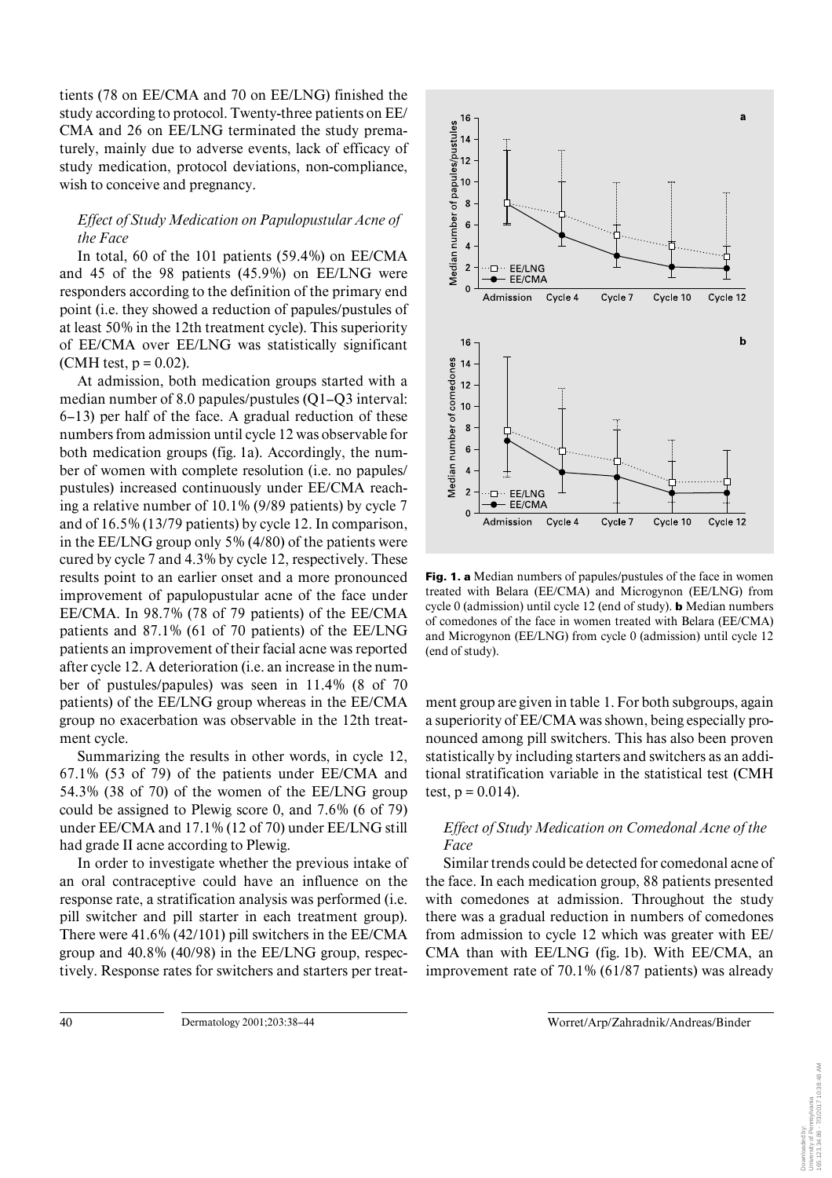tients (78 on EE/CMA and 70 on EE/LNG) finished the study according to protocol. Twenty-three patients on EE/CMA and 26 on EE/LNG terminated the study prematurely, mainly due to adverse events, lack of efficacy of study medication, protocol deviations, non-compliance, wish to conceive and pregnancy.

### *Effect of Study Medication on Papulopustular Acne of the Face*

In total, 60 of the 101 patients (59.4%) on EE/CMA and 45 of the 98 patients (45.9%) on EE/LNG were responders according to the definition of the primary end point (i.e. they showed a reduction of papules/pustules of at least 50% in the 12th treatment cycle). This superiority of EE/CMA over EE/LNG was statistically significant (CMH test, $p = 0.02$).

At admission, both medication groups started with a median number of 8.0 papules/pustules (Q1–Q3 interval: 6–13) per half of the face. A gradual reduction of these numbers from admission until cycle 12 was observable for both medication groups (fig. 1a). Accordingly, the number of women with complete resolution (i.e. no papules/pustules) increased continuously under EE/CMA reaching a relative number of 10.1% (9/89 patients) by cycle 7 and of 16.5% (13/79 patients) by cycle 12. In comparison, in the EE/LNG group only 5% (4/80) of the patients were cured by cycle 7 and 4.3% by cycle 12, respectively. These results point to an earlier onset and a more pronounced improvement of papulopustular acne of the face under EE/CMA. In 98.7% (78 of 79 patients) of the EE/CMA patients and 87.1% (61 of 70 patients) of the EE/LNG patients an improvement of their facial acne was reported after cycle 12. A deterioration (i.e. an increase in the number of pustules/papules) was seen in 11.4% (8 of 70 patients) of the EE/LNG group whereas in the EE/CMA group no exacerbation was observable in the 12th treatment cycle.

Summarizing the results in other words, in cycle 12, 67.1% (53 of 79) of the patients under EE/CMA and 54.3% (38 of 70) of the women of the EE/LNG group could be assigned to Plewig score 0, and 7.6% (6 of 79) under EE/CMA and 17.1% (12 of 70) under EE/LNG still had grade II acne according to Plewig.

In order to investigate whether the previous intake of an oral contraceptive could have an influence on the response rate, a stratification analysis was performed (i.e. pill switcher and pill starter in each treatment group). There were 41.6% (42/101) pill switchers in the EE/CMA group and 40.8% (40/98) in the EE/LNG group, respectively. Response rates for switchers and starters per treatment group are given in table 1. For both subgroups, again a superiority of EE/CMA was shown, being especially pronounced among pill switchers. This has also been proven statistically by including starters and switchers as an additional stratification variable in the statistical test (CMH test, $p = 0.014$).

**Fig. 1. a** Median numbers of papules/pustules of the face in women treated with Belara (EE/CMA) and Microgynon (EE/LNG) from cycle 0 (admission) until cycle 12 (end of study). **b** Median numbers of comedones of the face in women treated with Belara (EE/CMA) and Microgynon (EE/LNG) from cycle 0 (admission) until cycle 12 (end of study).

### *Effect of Study Medication on Comedonal Acne of the Face*

Similar trends could be detected for comedonal acne of the face. In each medication group, 88 patients presented with comedones at admission. Throughout the study there was a gradual reduction in numbers of comedones from admission to cycle 12 which was greater with EE/CMA than with EE/LNG (fig. 1b). With EE/CMA, an improvement rate of 70.1% (61/87 patients) was already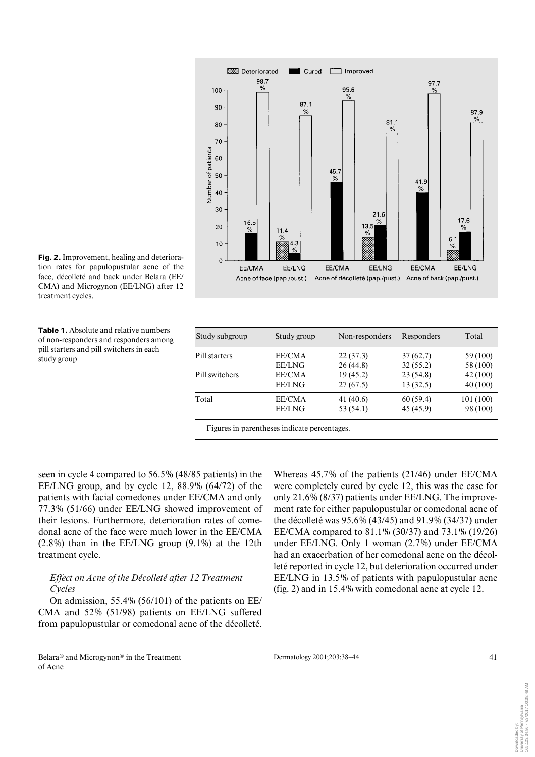**Fig. 2.** Improvement, healing and deterioration rates for papulopustular acne of the face, décolleté and back under Belara (EE/CMA) and Microgynon (EE/LNG) after 12 treatment cycles.

**Table 1.** Absolute and relative numbers of non-responders and responders among pill starters and pill switchers in each study group

| Study subgroup | Study group | Non-responders | Responders | Total |
|---|---|---|---|---|
| Pill starters | EE/CMA | 22 (37.3) | 37 (62.7) | 59 (100) |
| | EE/LNG | 26 (44.8) | 32 (55.2) | 58 (100) |
| Pill switchers | EE/CMA | 19 (45.2) | 23 (54.8) | 42 (100) |
| | EE/LNG | 27 (67.5) | 13 (32.5) | 40 (100) |
| Total | EE/CMA | 41 (40.6) | 60 (59.4) | 101 (100) |
| | EE/LNG | 53 (54.1) | 45 (45.9) | 98 (100) |

Figures in parentheses indicate percentages.

seen in cycle 4 compared to 56.5% (48/85 patients) in the EE/LNG group, and by cycle 12, 88.9% (64/72) of the patients with facial comedones under EE/CMA and only 77.3% (51/66) under EE/LNG showed improvement of their lesions. Furthermore, deterioration rates of comedonal acne of the face were much lower in the EE/CMA (2.8%) than in the EE/LNG group (9.1%) at the 12th treatment cycle.

### *Effect on Acne of the Décolleté after 12 Treatment Cycles*

On admission, 55.4% (56/101) of the patients on EE/CMA and 52% (51/98) patients on EE/LNG suffered from papulopustular or comedonal acne of the décolleté. Whereas 45.7% of the patients (21/46) under EE/CMA were completely cured by cycle 12, this was the case for only 21.6% (8/37) patients under EE/LNG. The improvement rate for either papulopustular or comedonal acne of the décolleté was 95.6% (43/45) and 91.9% (34/37) under EE/CMA compared to 81.1% (30/37) and 73.1% (19/26) under EE/LNG. Only 1 woman (2.7%) under EE/CMA had an exacerbation of her comedonal acne on the décolleté reported in cycle 12, but deterioration occurred under EE/LNG in 13.5% of patients with papulopustular acne (fig. 2) and in 15.4% with comedonal acne at cycle 12.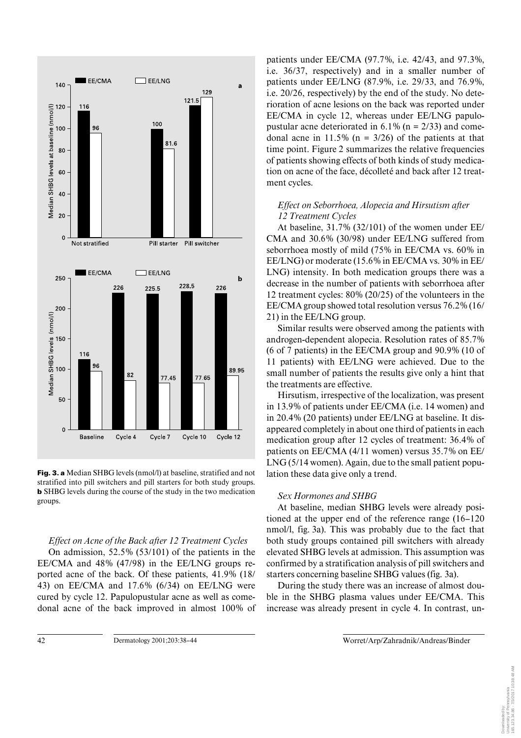**Fig. 3.** **a** Median SHBG levels (nmol/l) at baseline, stratified and not stratified into pill switchers and pill starters for both study groups. **b** SHBG levels during the course of the study in the two medication groups.

*Effect on Acne of the Back after 12 Treatment Cycles*

On admission, 52.5% (53/101) of the patients in the EE/CMA and 48% (47/98) in the EE/LNG groups reported acne of the back. Of these patients, 41.9% (18/43) on EE/CMA and 17.6% (6/34) on EE/LNG were cured by cycle 12. Papulopustular acne as well as comedonal acne of the back improved in almost 100% of patients under EE/CMA (97.7%, i.e. 42/43, and 97.3%, i.e. 36/37, respectively) and in a smaller number of patients under EE/LNG (87.9%, i.e. 29/33, and 76.9%, i.e. 20/26, respectively) by the end of the study. No deterioration of acne lesions on the back was reported under EE/CMA in cycle 12, whereas under EE/LNG papulopustular acne deteriorated in 6.1% (n = 2/33) and comedonal acne in 11.5% (n = 3/26) of the patients at that time point. Figure 2 summarizes the relative frequencies of patients showing effects of both kinds of study medication on acne of the face, décolleté and back after 12 treatment cycles.

*Effect on Seborrhoea, Alopecia and Hirsutism after 12 Treatment Cycles*

At baseline, 31.7% (32/101) of the women under EE/CMA and 30.6% (30/98) under EE/LNG suffered from seborrhoea mostly of mild (75% in EE/CMA vs. 60% in EE/LNG) or moderate (15.6% in EE/CMA vs. 30% in EE/LNG) intensity. In both medication groups there was a decrease in the number of patients with seborrhoea after 12 treatment cycles: 80% (20/25) of the volunteers in the EE/CMA group showed total resolution versus 76.2% (16/21) in the EE/LNG group.

Similar results were observed among the patients with androgen-dependent alopecia. Resolution rates of 85.7% (6 of 7 patients) in the EE/CMA group and 90.9% (10 of 11 patients) with EE/LNG were achieved. Due to the small number of patients the results give only a hint that the treatments are effective.

Hirsutism, irrespective of the localization, was present in 13.9% of patients under EE/CMA (i.e. 14 women) and in 20.4% (20 patients) under EE/LNG at baseline. It disappeared completely in about one third of patients in each medication group after 12 cycles of treatment: 36.4% of patients on EE/CMA (4/11 women) versus 35.7% on EE/LNG (5/14 women). Again, due to the small patient population these data give only a trend.

*Sex Hormones and SHBG*

At baseline, median SHBG levels were already positioned at the upper end of the reference range (16–120 nmol/l, fig. 3a). This was probably due to the fact that both study groups contained pill switchers with already elevated SHBG levels at admission. This assumption was confirmed by a stratification analysis of pill switchers and starters concerning baseline SHBG values (fig. 3a).

During the study there was an increase of almost double in the SHBG plasma values under EE/CMA. This increase was already present in cycle 4. In contrast, un-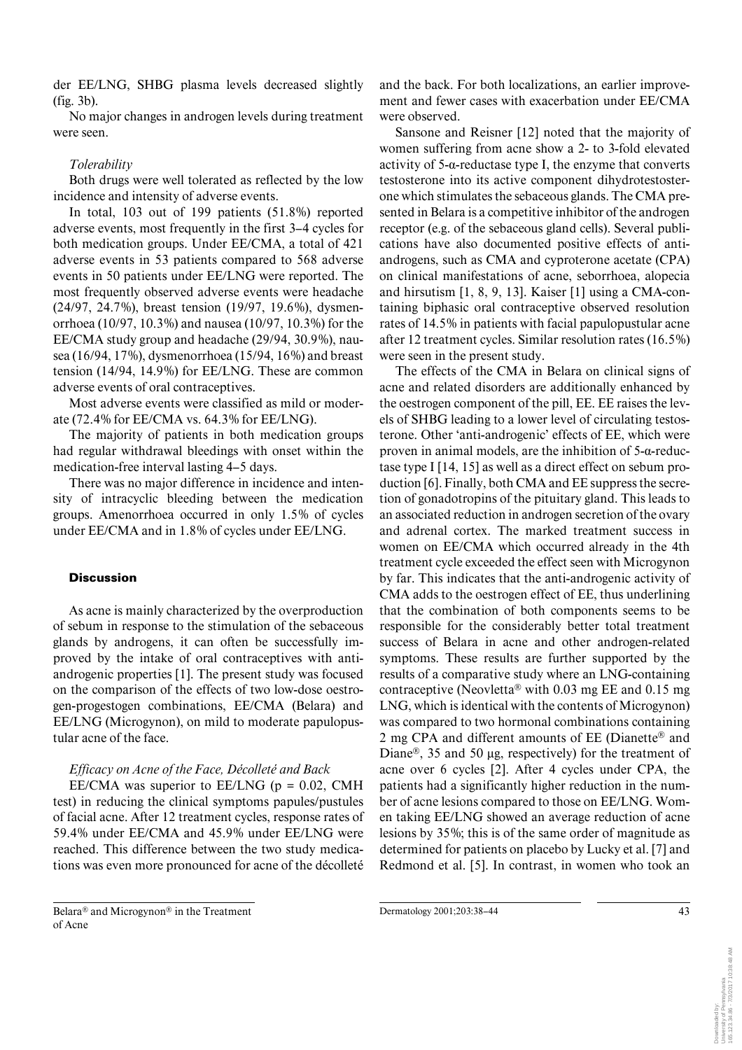der EE/LNG, SHBG plasma levels decreased slightly (fig. 3b).

No major changes in androgen levels during treatment were seen.

*Tolerability*

Both drugs were well tolerated as reflected by the low incidence and intensity of adverse events.

In total, 103 out of 199 patients (51.8%) reported adverse events, most frequently in the first 3–4 cycles for both medication groups. Under EE/CMA, a total of 421 adverse events in 53 patients compared to 568 adverse events in 50 patients under EE/LNG were reported. The most frequently observed adverse events were headache (24/97, 24.7%), breast tension (19/97, 19.6%), dysmenorrhoea (10/97, 10.3%) and nausea (10/97, 10.3%) for the EE/CMA study group and headache (29/94, 30.9%), nausea (16/94, 17%), dysmenorrhoea (15/94, 16%) and breast tension (14/94, 14.9%) for EE/LNG. These are common adverse events of oral contraceptives.

Most adverse events were classified as mild or moderate (72.4% for EE/CMA vs. 64.3% for EE/LNG).

The majority of patients in both medication groups had regular withdrawal bleedings with onset within the medication-free interval lasting 4–5 days.

There was no major difference in incidence and intensity of intracyclic bleeding between the medication groups. Amenorrhoea occurred in only 1.5% of cycles under EE/CMA and in 1.8% of cycles under EE/LNG.

## Discussion

As acne is mainly characterized by the overproduction of sebum in response to the stimulation of the sebaceous glands by androgens, it can often be successfully improved by the intake of oral contraceptives with antiandrogenic properties [1]. The present study was focused on the comparison of the effects of two low-dose oestrogen-progestogen combinations, EE/CMA (Belara) and EE/LNG (Microgynon), on mild to moderate papulopustular acne of the face.

*Efficacy on Acne of the Face, Décolleté and Back*

EE/CMA was superior to EE/LNG ($p = 0.02$, CMH test) in reducing the clinical symptoms papules/pustules of facial acne. After 12 treatment cycles, response rates of 59.4% under EE/CMA and 45.9% under EE/LNG were reached. This difference between the two study medications was even more pronounced for acne of the décolleté and the back. For both localizations, an earlier improvement and fewer cases with exacerbation under EE/CMA were observed.

Sansone and Reisner [12] noted that the majority of women suffering from acne show a 2- to 3-fold elevated activity of 5-α-reductase type I, the enzyme that converts testosterone into its active component dihydrotestosterone which stimulates the sebaceous glands. The CMA presented in Belara is a competitive inhibitor of the androgen receptor (e.g. of the sebaceous gland cells). Several publications have also documented positive effects of antiandrogens, such as CMA and cyproterone acetate (CPA) on clinical manifestations of acne, seborrhoea, alopecia and hirsutism [1, 8, 9, 13]. Kaiser [1] using a CMA-containing biphasic oral contraceptive observed resolution rates of 14.5% in patients with facial papulopustular acne after 12 treatment cycles. Similar resolution rates (16.5%) were seen in the present study.

The effects of the CMA in Belara on clinical signs of acne and related disorders are additionally enhanced by the oestrogen component of the pill, EE. EE raises the levels of SHBG leading to a lower level of circulating testosterone. Other 'anti-androgenic' effects of EE, which were proven in animal models, are the inhibition of 5-α-reductase type I [14, 15] as well as a direct effect on sebum production [6]. Finally, both CMA and EE suppress the secretion of gonadotropins of the pituitary gland. This leads to an associated reduction in androgen secretion of the ovary and adrenal cortex. The marked treatment success in women on EE/CMA which occurred already in the 4th treatment cycle exceeded the effect seen with Microgynon by far. This indicates that the anti-androgenic activity of CMA adds to the oestrogen effect of EE, thus underlining that the combination of both components seems to be responsible for the considerably better total treatment success of Belara in acne and other androgen-related symptoms. These results are further supported by the results of a comparative study where an LNG-containing contraceptive (Neovletta® with 0.03 mg EE and 0.15 mg LNG, which is identical with the contents of Microgynon) was compared to two hormonal combinations containing 2 mg CPA and different amounts of EE (Dianette® and Diane®, 35 and 50 µg, respectively) for the treatment of acne over 6 cycles [2]. After 4 cycles under CPA, the patients had a significantly higher reduction in the number of acne lesions compared to those on EE/LNG. Women taking EE/LNG showed an average reduction of acne lesions by 35%; this is of the same order of magnitude as determined for patients on placebo by Lucky et al. [7] and Redmond et al. [5]. In contrast, in women who took an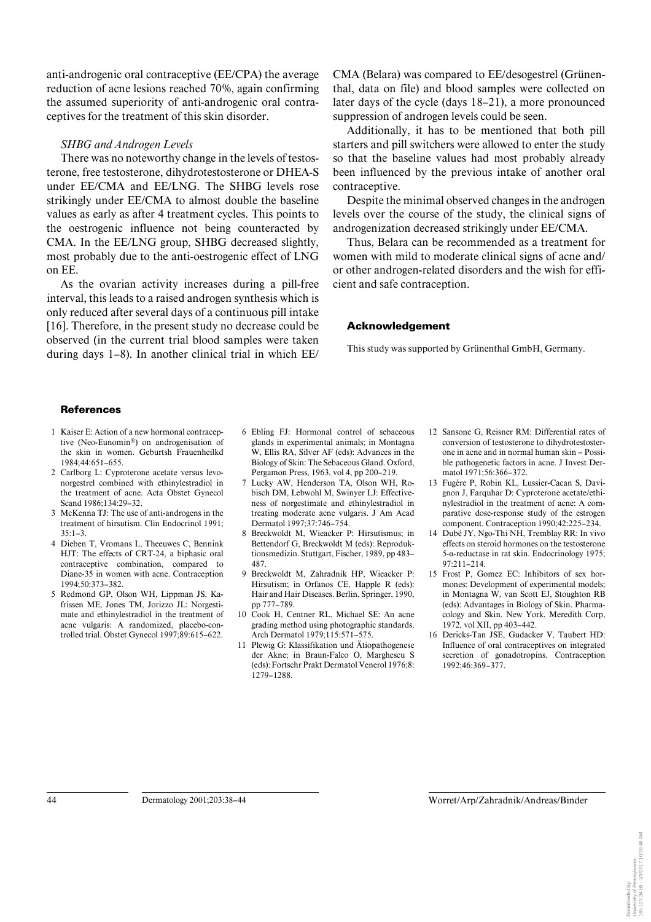anti-androgenic oral contraceptive (EE/CPA) the average reduction of acne lesions reached 70%, again confirming the assumed superiority of anti-androgenic oral contraceptives for the treatment of this skin disorder.

*SHBG and Androgen Levels*

There was no noteworthy change in the levels of testosterone, free testosterone, dihydrotestosterone or DHEA-S under EE/CMA and EE/LNG. The SHBG levels rose strikingly under EE/CMA to almost double the baseline values as early as after 4 treatment cycles. This points to the oestrogenic influence not being counteracted by CMA. In the EE/LNG group, SHBG decreased slightly, most probably due to the anti-oestrogenic effect of LNG on EE.

As the ovarian activity increases during a pill-free interval, this leads to a raised androgen synthesis which is only reduced after several days of a continuous pill intake [16]. Therefore, in the present study no decrease could be observed (in the current trial blood samples were taken during days 1–8). In another clinical trial in which EE/CMA (Belara) was compared to EE/desogestrel (Grünenthal, data on file) and blood samples were collected on later days of the cycle (days 18–21), a more pronounced suppression of androgen levels could be seen.

Additionally, it has to be mentioned that both pill starters and pill switchers were allowed to enter the study so that the baseline values had most probably already been influenced by the previous intake of another oral contraceptive.

Despite the minimal observed changes in the androgen levels over the course of the study, the clinical signs of androgenization decreased strikingly under EE/CMA.

Thus, Belara can be recommended as a treatment for women with mild to moderate clinical signs of acne and/or other androgen-related disorders and the wish for efficient and safe contraception.

## Acknowledgement

This study was supported by Grünenthal GmbH, Germany.

## References

1. Kaiser E: Action of a new hormonal contraceptive (Neo-Eunomin®) on androgenisation of the skin in women. Geburtsh Frauenheilkd 1984;44:651–655.
2. Carlborg L: Cyproterone acetate versus levonorgestrel combined with ethinylestradiol in the treatment of acne. Acta Obstet Gynecol Scand 1986;134:29–32.
3. McKenna TJ: The use of anti-androgens in the treatment of hirsutism. Clin Endocrinol 1991; 35:1–3.
4. Dieben T, Vromans L, Theeuwes C, Bennink HJT: The effects of CRT-24, a biphasic oral contraceptive combination, compared to Diane-35 in women with acne. Contraception 1994;50:373–382.
5. Redmond GP, Olson WH, Lippman JS, Kafrissen ME, Jones TM, Jorizzo JL: Norgestimate and ethinylestradiol in the treatment of acne vulgaris: A randomized, placebo-controlled trial. Obstet Gynecol 1997;89:615–622.
6. Ebling FJ: Hormonal control of sebaceous glands in experimental animals; in Montagna W, Ellis RA, Silver AF (eds): Advances in the Biology of Skin: The Sebaceous Gland. Oxford, Pergamon Press, 1963, vol 4, pp 200–219.
7. Lucky AW, Henderson TA, Olson WH, Robisch DM, Lebwohl M, Swinyer LJ: Effectiveness of norgestimate and ethinylestradiol in treating moderate acne vulgaris. J Am Acad Dermatol 1997;37:746–754.
8. Breckwoldt M, Wieacker P: Hirsutismus; in Bettendorf G, Breckwoldt M (eds): Reproduktionsmedizin. Stuttgart, Fischer, 1989, pp 483–487.
9. Breckwoldt M, Zahradnik HP, Wieacker P: Hirsutism; in Orfanos CE, Happle R (eds): Hair and Hair Diseases. Berlin, Springer, 1990, pp 777–789.
10. Cook H, Centner RL, Michael SE: An acne grading method using photographic standards. Arch Dermatol 1979;115:571–575.
11. Plewig G: Klassifikation und Ätiopathogenese der Akne; in Braun-Falco O, Marghescu S (eds): Fortschr Prakt Dermatol Venerol 1976;8: 1279–1288.
12. Sansone G, Reisner RM: Differential rates of conversion of testosterone to dihydrotestosterone in acne and in normal human skin – Possible pathogenetic factors in acne. J Invest Dermatol 1971;56:366–372.
13. Fugère P, Robin KL, Lussier-Cacan S, Davignon J, Farquhar D: Cyproterone acetate/ethinylestradiol in the treatment of acne: A comparative dose-response study of the estrogen component. Contraception 1990;42:225–234.
14. Dubé JY, Ngo-Thi NH, Tremblay RR: In vivo effects on steroid hormones on the testosterone 5-α-reductase in rat skin. Endocrinology 1975; 97:211–214.
15. Frost P, Gomez EC: Inhibitors of sex hormones: Development of experimental models; in Montagna W, van Scott EJ, Stoughton RB (eds): Advantages in Biology of Skin. Pharmacology and Skin. New York, Meredith Corp, 1972, vol XII, pp 403–442.
16. Dericks-Tan JSE, Gudacker V, Taubert HD: Influence of oral contraceptives on integrated secretion of gonadotropins. Contraception 1992;46:369–377.